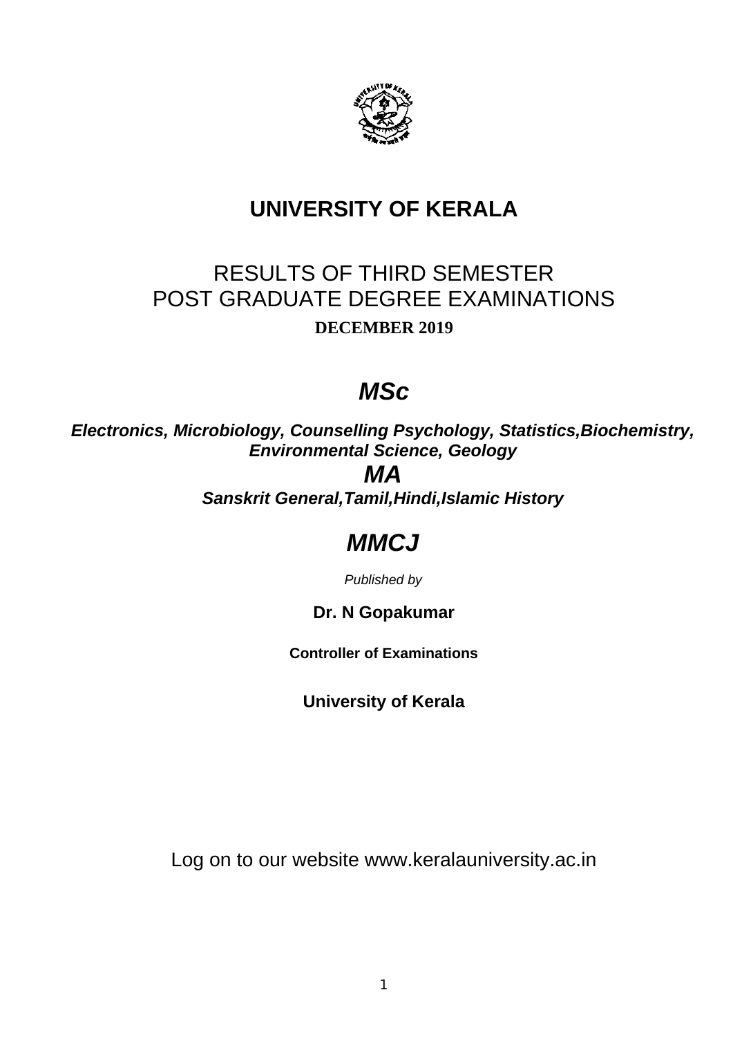# UNIVERSITY OF KERALA

## RESULTS OF THIRD SEMESTER
## POST GRADUATE DEGREE EXAMINATIONS

**DECEMBER 2019**

## *MSc*

***Electronics, Microbiology, Counselling Psychology, Statistics,Biochemistry, Environmental Science, Geology***

## *MA*

***Sanskrit General,Tamil,Hindi,Islamic History***

## *MMCJ*

*Published by*

**Dr. N Gopakumar**

**Controller of Examinations**

**University of Kerala**

Log on to our website www.keralauniversity.ac.in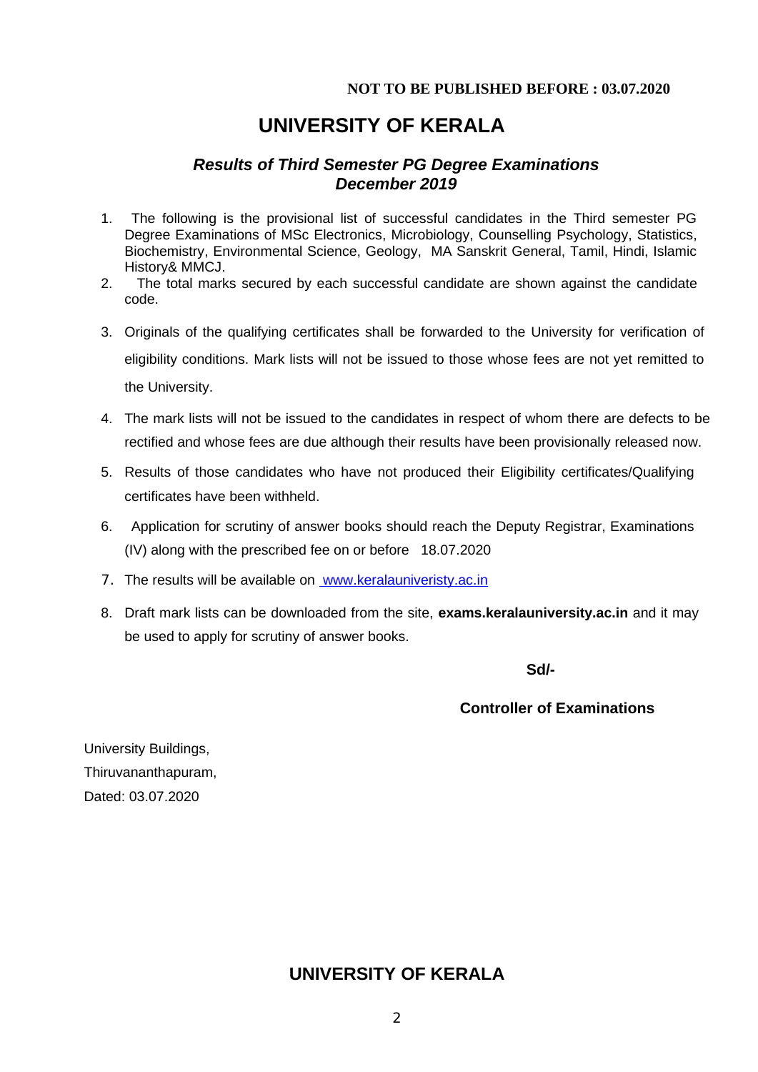**NOT TO BE PUBLISHED BEFORE : 03.07.2020**

# UNIVERSITY OF KERALA

## *Results of Third Semester PG Degree Examinations December 2019*

1. The following is the provisional list of successful candidates in the Third semester PG Degree Examinations of MSc Electronics, Microbiology, Counselling Psychology, Statistics, Biochemistry, Environmental Science, Geology, MA Sanskrit General, Tamil, Hindi, Islamic History& MMCJ.
2. The total marks secured by each successful candidate are shown against the candidate code.
3. Originals of the qualifying certificates shall be forwarded to the University for verification of eligibility conditions. Mark lists will not be issued to those whose fees are not yet remitted to the University.
4. The mark lists will not be issued to the candidates in respect of whom there are defects to be rectified and whose fees are due although their results have been provisionally released now.
5. Results of those candidates who have not produced their Eligibility certificates/Qualifying certificates have been withheld.
6. Application for scrutiny of answer books should reach the Deputy Registrar, Examinations (IV) along with the prescribed fee on or before 18.07.2020
7. The results will be available on [www.keralauniveristy.ac.in](www.keralauniveristy.ac.in)
8. Draft mark lists can be downloaded from the site, **exams.keralauniversity.ac.in** and it may be used to apply for scrutiny of answer books.

**Sd/-**

**Controller of Examinations**

University Buildings,
Thiruvananthapuram,
Dated: 03.07.2020

# UNIVERSITY OF KERALA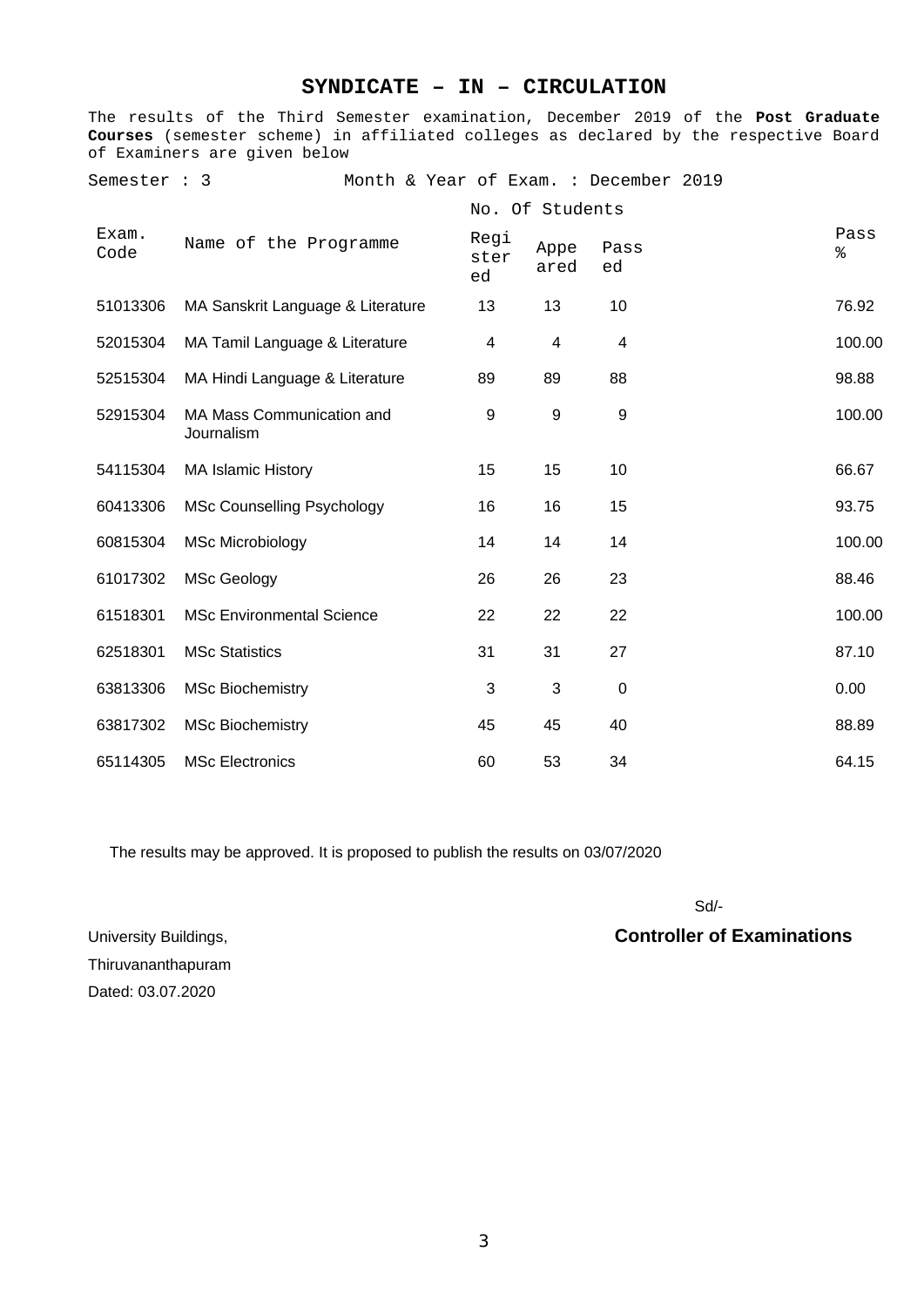## SYNDICATE – IN – CIRCULATION

The results of the Third Semester examination, December 2019 of the **Post Graduate Courses** (semester scheme) in affiliated colleges as declared by the respective Board of Examiners are given below

Semester : 3 Month & Year of Exam. : December 2019

| Exam. Code | Name of the Programme | No. Of Students | | | Pass % |
|---|---|---|---|---|---|
| | | Registered | Appeared | Passed | |
| 51013306 | MA Sanskrit Language & Literature | 13 | 13 | 10 | 76.92 |
| 52015304 | MA Tamil Language & Literature | 4 | 4 | 4 | 100.00 |
| 52515304 | MA Hindi Language & Literature | 89 | 89 | 88 | 98.88 |
| 52915304 | MA Mass Communication and Journalism | 9 | 9 | 9 | 100.00 |
| 54115304 | MA Islamic History | 15 | 15 | 10 | 66.67 |
| 60413306 | MSc Counselling Psychology | 16 | 16 | 15 | 93.75 |
| 60815304 | MSc Microbiology | 14 | 14 | 14 | 100.00 |
| 61017302 | MSc Geology | 26 | 26 | 23 | 88.46 |
| 61518301 | MSc Environmental Science | 22 | 22 | 22 | 100.00 |
| 62518301 | MSc Statistics | 31 | 31 | 27 | 87.10 |
| 63813306 | MSc Biochemistry | 3 | 3 | 0 | 0.00 |
| 63817302 | MSc Biochemistry | 45 | 45 | 40 | 88.89 |
| 65114305 | MSc Electronics | 60 | 53 | 34 | 64.15 |

The results may be approved. It is proposed to publish the results on 03/07/2020

Sd/-

**Controller of Examinations**

University Buildings,
Thiruvananthapuram
Dated: 03.07.2020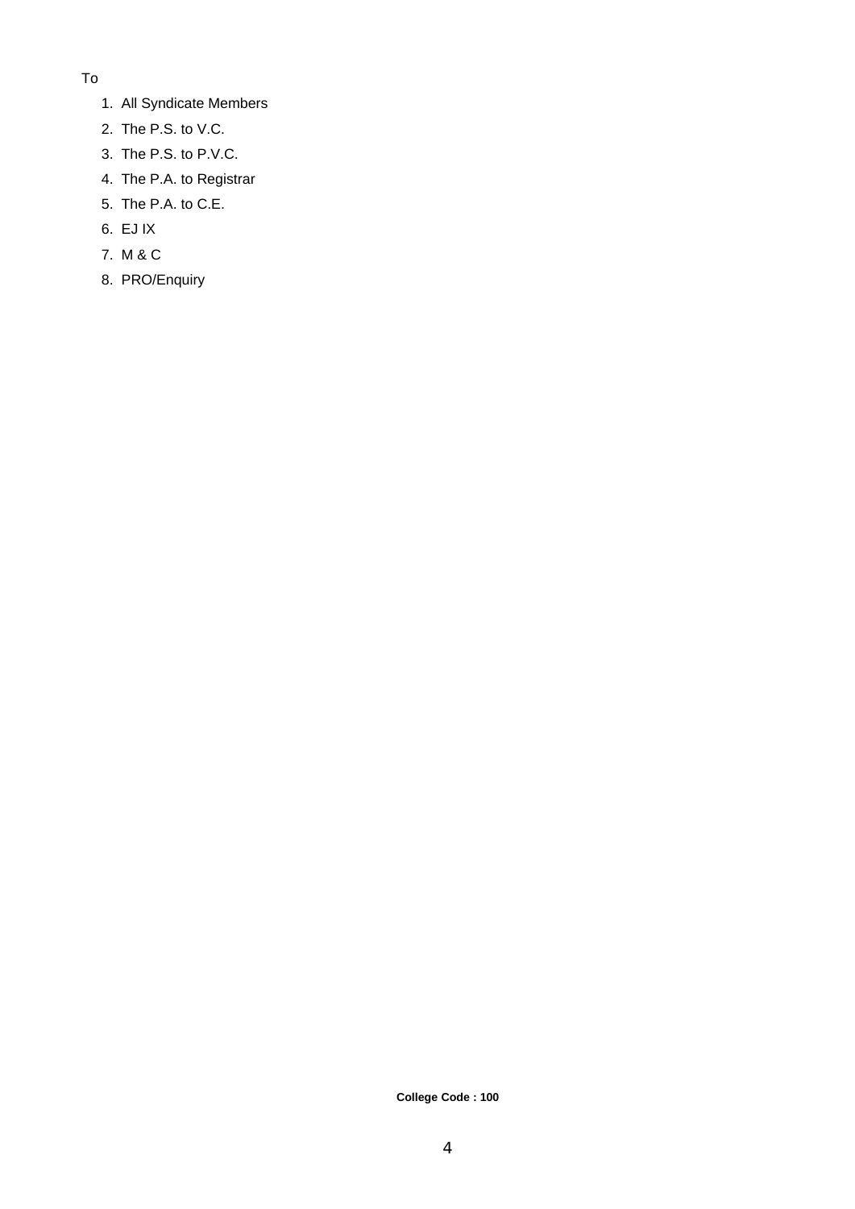To

1. All Syndicate Members
2. The P.S. to V.C.
3. The P.S. to P.V.C.
4. The P.A. to Registrar
5. The P.A. to C.E.
6. EJ IX
7. M & C
8. PRO/Enquiry

**College Code : 100**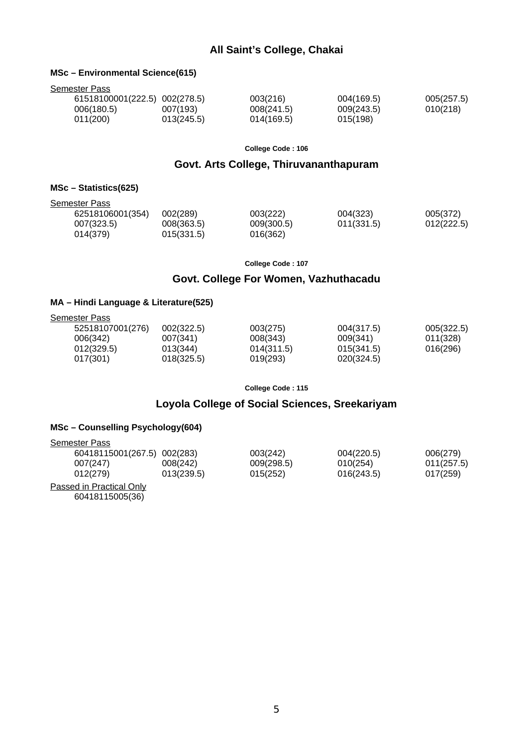## All Saint's College, Chakai

**MSc – Environmental Science(615)**

Semester Pass

| | | | | |
|---|---|---|---|---|
| 61518100001(222.5) | 002(278.5) | 003(216) | 004(169.5) | 005(257.5) |
| 006(180.5) | 007(193) | 008(241.5) | 009(243.5) | 010(218) |
| 011(200) | 013(245.5) | 014(169.5) | 015(198) | |

**College Code : 106**

## Govt. Arts College, Thiruvananthapuram

**MSc – Statistics(625)**

Semester Pass

| | | | | |
|---|---|---|---|---|
| 62518106001(354) | 002(289) | 003(222) | 004(323) | 005(372) |
| 007(323.5) | 008(363.5) | 009(300.5) | 011(331.5) | 012(222.5) |
| 014(379) | 015(331.5) | 016(362) | | |

**College Code : 107**

## Govt. College For Women, Vazhuthacadu

**MA – Hindi Language & Literature(525)**

Semester Pass

| | | | | |
|---|---|---|---|---|
| 52518107001(276) | 002(322.5) | 003(275) | 004(317.5) | 005(322.5) |
| 006(342) | 007(341) | 008(343) | 009(341) | 011(328) |
| 012(329.5) | 013(344) | 014(311.5) | 015(341.5) | 016(296) |
| 017(301) | 018(325.5) | 019(293) | 020(324.5) | |

**College Code : 115**

## Loyola College of Social Sciences, Sreekariyam

**MSc – Counselling Psychology(604)**

Semester Pass

| | | | | |
|---|---|---|---|---|
| 60418115001(267.5) | 002(283) | 003(242) | 004(220.5) | 006(279) |
| 007(247) | 008(242) | 009(298.5) | 010(254) | 011(257.5) |
| 012(279) | 013(239.5) | 015(252) | 016(243.5) | 017(259) |

Passed in Practical Only

60418115005(36)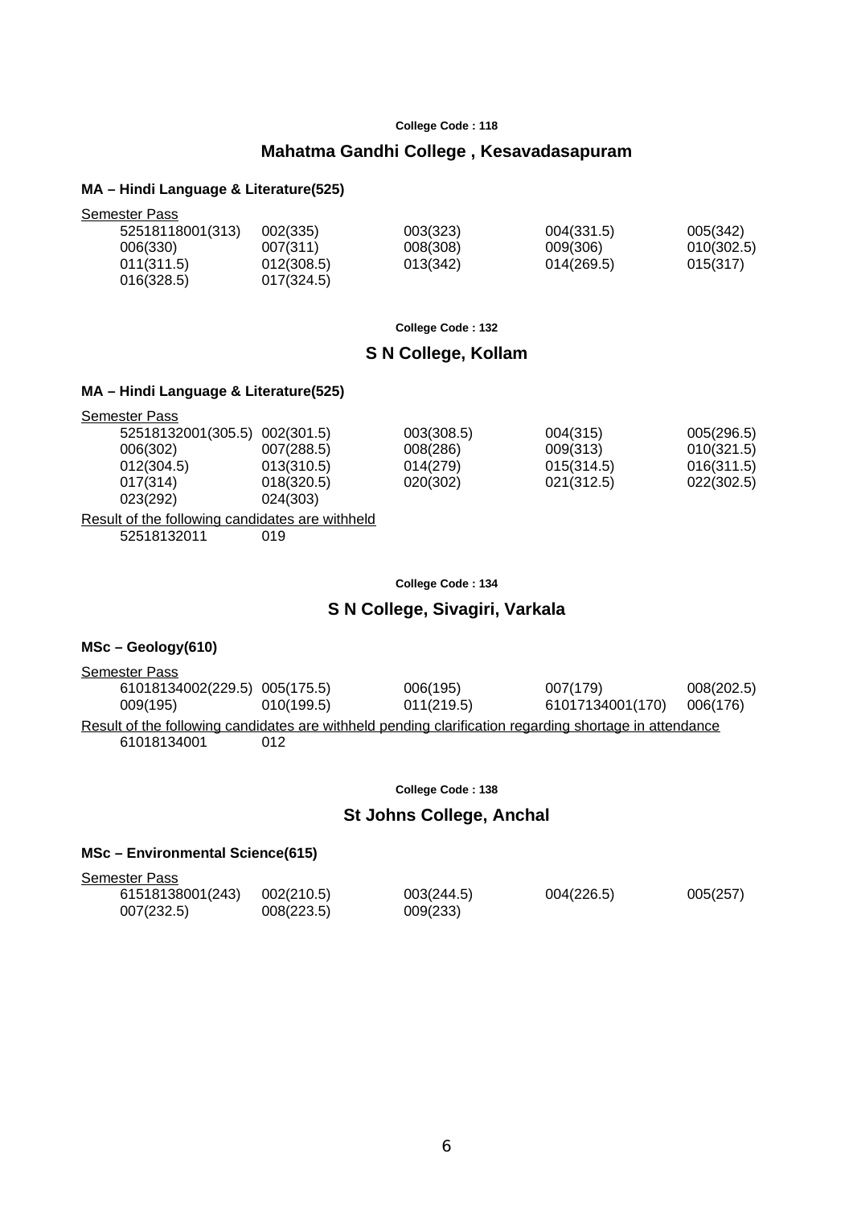**College Code : 118**

## Mahatma Gandhi College , Kesavadasapuram

### MA – Hindi Language & Literature(525)

Semester Pass

| | | | | |
|---|---|---|---|---|
| 52518118001(313) | 002(335) | 003(323) | 004(331.5) | 005(342) |
| 006(330) | 007(311) | 008(308) | 009(306) | 010(302.5) |
| 011(311.5) | 012(308.5) | 013(342) | 014(269.5) | 015(317) |
| 016(328.5) | 017(324.5) | | | |

**College Code : 132**

## S N College, Kollam

### MA – Hindi Language & Literature(525)

Semester Pass

| | | | | |
|---|---|---|---|---|
| 52518132001(305.5) | 002(301.5) | 003(308.5) | 004(315) | 005(296.5) |
| 006(302) | 007(288.5) | 008(286) | 009(313) | 010(321.5) |
| 012(304.5) | 013(310.5) | 014(279) | 015(314.5) | 016(311.5) |
| 017(314) | 018(320.5) | 020(302) | 021(312.5) | 022(302.5) |
| 023(292) | 024(303) | | | |

Result of the following candidates are withheld

52518132011 019

**College Code : 134**

## S N College, Sivagiri, Varkala

### MSc – Geology(610)

Semester Pass

| | | | | |
|---|---|---|---|---|
| 61018134002(229.5) | 005(175.5) | 006(195) | 007(179) | 008(202.5) |
| 009(195) | 010(199.5) | 011(219.5) | 61017134001(170) | 006(176) |

Result of the following candidates are withheld pending clarification regarding shortage in attendance

61018134001 012

**College Code : 138**

## St Johns College, Anchal

### MSc – Environmental Science(615)

Semester Pass

| | | | | |
|---|---|---|---|---|
| 61518138001(243) | 002(210.5) | 003(244.5) | 004(226.5) | 005(257) |
| 007(232.5) | 008(223.5) | 009(233) | | |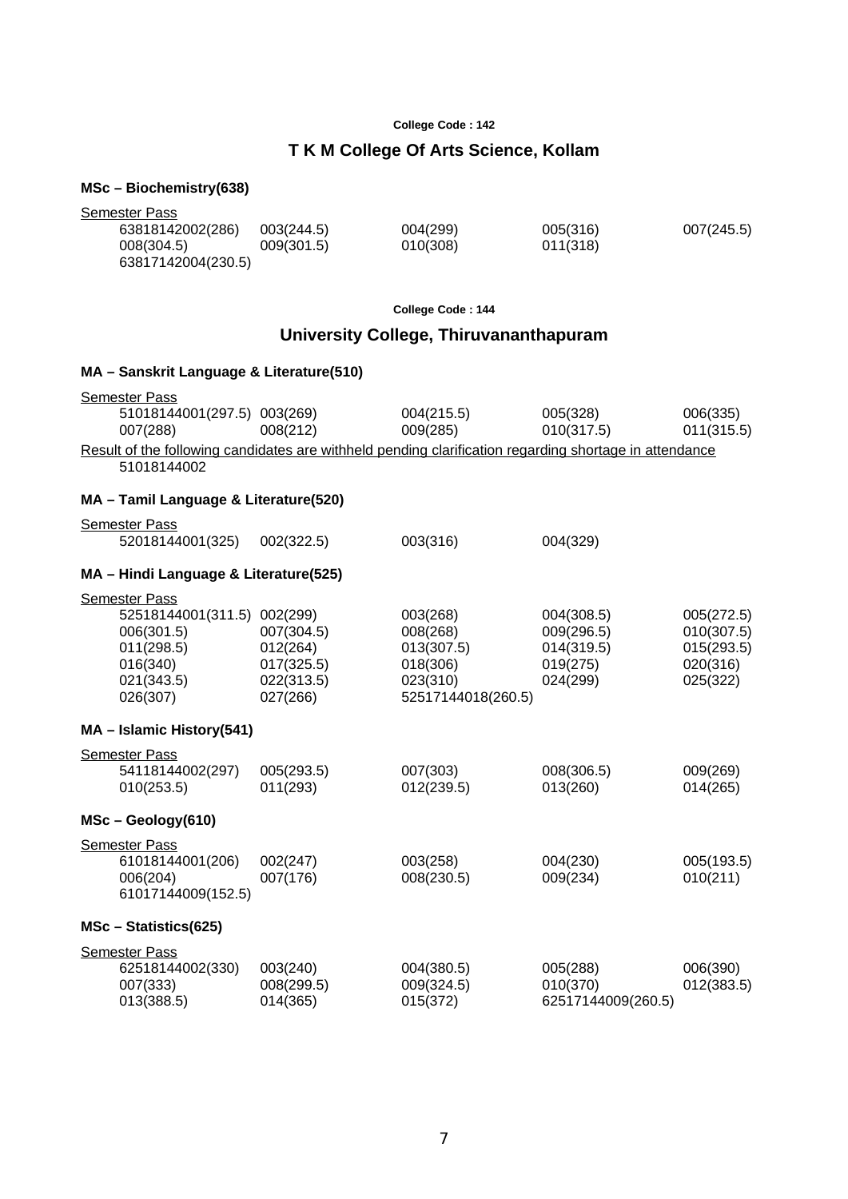College Code : 142

## T K M College Of Arts Science, Kollam

### MSc – Biochemistry(638)

Semester Pass

| | | | | |
|---|---|---|---|---|
| 63818142002(286) | 003(244.5) | 004(299) | 005(316) | 007(245.5) |
| 008(304.5) | 009(301.5) | 010(308) | 011(318) | |
| 63817142004(230.5) | | | | |

College Code : 144

## University College, Thiruvananthapuram

### MA – Sanskrit Language & Literature(510)

Semester Pass

| | | | | |
|---|---|---|---|---|
| 51018144001(297.5) | 003(269) | 004(215.5) | 005(328) | 006(335) |
| 007(288) | 008(212) | 009(285) | 010(317.5) | 011(315.5) |

Result of the following candidates are withheld pending clarification regarding shortage in attendance

51018144002

### MA – Tamil Language & Literature(520)

Semester Pass

| | | | |
|---|---|---|---|
| 52018144001(325) | 002(322.5) | 003(316) | 004(329) |

### MA – Hindi Language & Literature(525)

Semester Pass

| | | | | |
|---|---|---|---|---|
| 52518144001(311.5) | 002(299) | 003(268) | 004(308.5) | 005(272.5) |
| 006(301.5) | 007(304.5) | 008(268) | 009(296.5) | 010(307.5) |
| 011(298.5) | 012(264) | 013(307.5) | 014(319.5) | 015(293.5) |
| 016(340) | 017(325.5) | 018(306) | 019(275) | 020(316) |
| 021(343.5) | 022(313.5) | 023(310) | 024(299) | 025(322) |
| 026(307) | 027(266) | 52517144018(260.5) | | |

### MA – Islamic History(541)

Semester Pass

| | | | | |
|---|---|---|---|---|
| 54118144002(297) | 005(293.5) | 007(303) | 008(306.5) | 009(269) |
| 010(253.5) | 011(293) | 012(239.5) | 013(260) | 014(265) |

### MSc – Geology(610)

Semester Pass

| | | | | |
|---|---|---|---|---|
| 61018144001(206) | 002(247) | 003(258) | 004(230) | 005(193.5) |
| 006(204) | 007(176) | 008(230.5) | 009(234) | 010(211) |
| 61017144009(152.5) | | | | |

### MSc – Statistics(625)

Semester Pass

| | | | | |
|---|---|---|---|---|
| 62518144002(330) | 003(240) | 004(380.5) | 005(288) | 006(390) |
| 007(333) | 008(299.5) | 009(324.5) | 010(370) | 012(383.5) |
| 013(388.5) | 014(365) | 015(372) | 62517144009(260.5) | |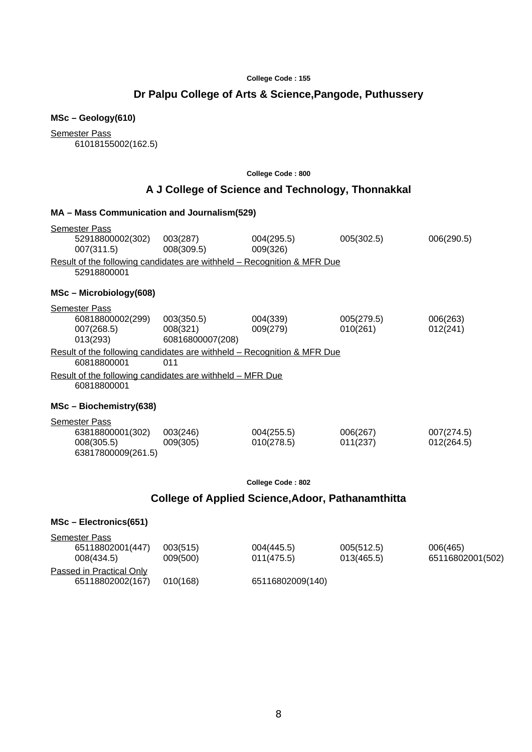**College Code : 155**

## Dr Palpu College of Arts & Science,Pangode, Puthussery

**MSc – Geology(610)**

Semester Pass

61018155002(162.5)

**College Code : 800**

## A J College of Science and Technology, Thonnakkal

**MA – Mass Communication and Journalism(529)**

Semester Pass

| | | | | |
|---|---|---|---|---|
| 52918800002(302) | 003(287) | 004(295.5) | 005(302.5) | 006(290.5) |
| 007(311.5) | 008(309.5) | 009(326) | | |

Result of the following candidates are withheld – Recognition & MFR Due

52918800001

**MSc – Microbiology(608)**

Semester Pass

| | | | | |
|---|---|---|---|---|
| 60818800002(299) | 003(350.5) | 004(339) | 005(279.5) | 006(263) |
| 007(268.5) | 008(321) | 009(279) | 010(261) | 012(241) |
| 013(293) | 60816800007(208) | | | |

Result of the following candidates are withheld – Recognition & MFR Due

60818800001 011

Result of the following candidates are withheld – MFR Due

60818800001

**MSc – Biochemistry(638)**

Semester Pass

| | | | | |
|---|---|---|---|---|
| 63818800001(302) | 003(246) | 004(255.5) | 006(267) | 007(274.5) |
| 008(305.5) | 009(305) | 010(278.5) | 011(237) | 012(264.5) |
| 63817800009(261.5) | | | | |

**College Code : 802**

## College of Applied Science,Adoor, Pathanamthitta

**MSc – Electronics(651)**

Semester Pass

| | | | | |
|---|---|---|---|---|
| 65118802001(447) | 003(515) | 004(445.5) | 005(512.5) | 006(465) |
| 008(434.5) | 009(500) | 011(475.5) | 013(465.5) | 65116802001(502) |

Passed in Practical Only

65118802002(167) 010(168) 65116802009(140)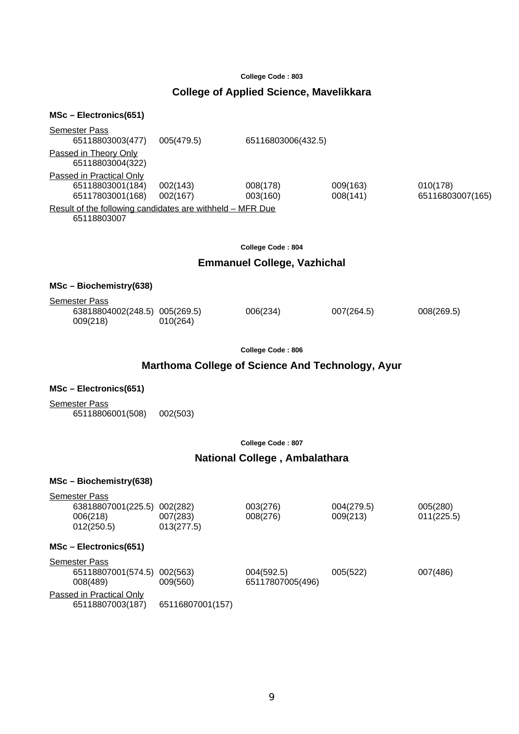**College Code : 803**

## College of Applied Science, Mavelikkara

**MSc – Electronics(651)**

Semester Pass

| | | | | |
|---|---|---|---|---|
| 65118803003(477) | 005(479.5) | 65116803006(432.5) | | |

Passed in Theory Only

| |
|---|
| 65118803004(322) |

Passed in Practical Only

| | | | | |
|---|---|---|---|---|
| 65118803001(184) | 002(143) | 008(178) | 009(163) | 010(178) |
| 65117803001(168) | 002(167) | 003(160) | 008(141) | 65116803007(165) |

Result of the following candidates are withheld – MFR Due

65118803007

**College Code : 804**

## Emmanuel College, Vazhichal

**MSc – Biochemistry(638)**

Semester Pass

| | | | | |
|---|---|---|---|---|
| 63818804002(248.5) | 005(269.5) | 006(234) | 007(264.5) | 008(269.5) |
| 009(218) | 010(264) | | | |

**College Code : 806**

## Marthoma College of Science And Technology, Ayur

**MSc – Electronics(651)**

Semester Pass

| | |
|---|---|
| 65118806001(508) | 002(503) |

**College Code : 807**

## National College , Ambalathara

**MSc – Biochemistry(638)**

Semester Pass

| | | | | |
|---|---|---|---|---|
| 63818807001(225.5) | 002(282) | 003(276) | 004(279.5) | 005(280) |
| 006(218) | 007(283) | 008(276) | 009(213) | 011(225.5) |
| 012(250.5) | 013(277.5) | | | |

**MSc – Electronics(651)**

Semester Pass

| | | | | |
|---|---|---|---|---|
| 65118807001(574.5) | 002(563) | 004(592.5) | 005(522) | 007(486) |
| 008(489) | 009(560) | 65117807005(496) | | |

Passed in Practical Only

| | |
|---|---|
| 65118807003(187) | 65116807001(157) |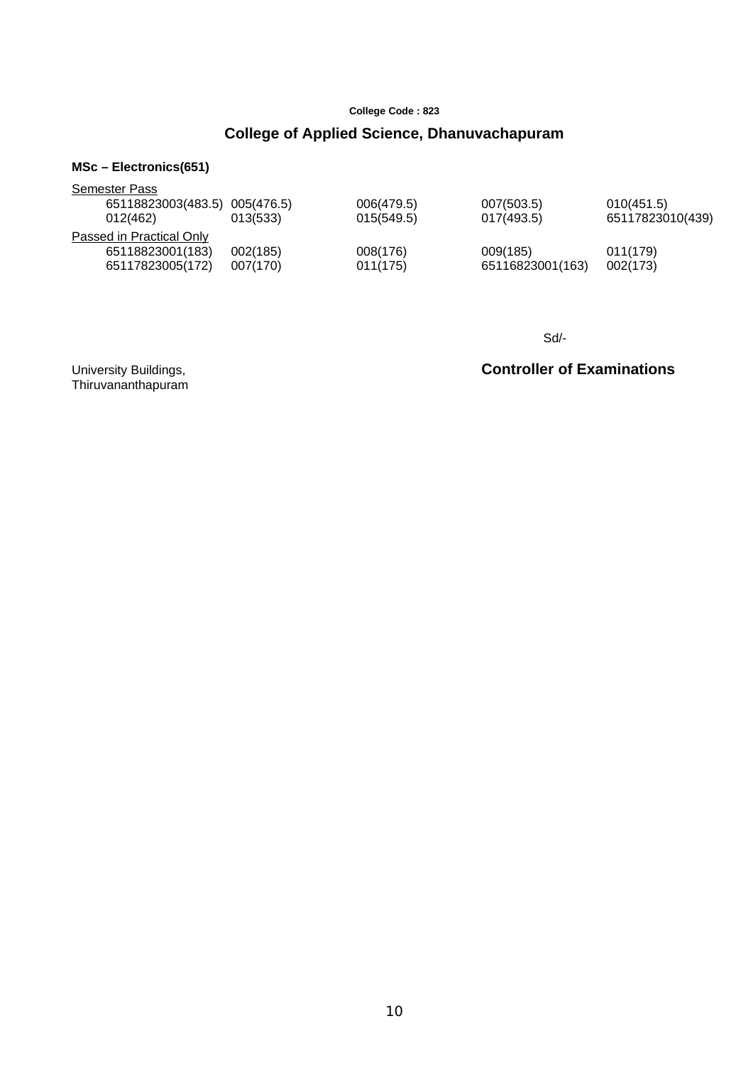**College Code : 823**

## College of Applied Science, Dhanuvachapuram

**MSc – Electronics(651)**

Semester Pass

| | | | | |
|---|---|---|---|---|
| 65118823003(483.5) | 005(476.5) | 006(479.5) | 007(503.5) | 010(451.5) |
| 012(462) | 013(533) | 015(549.5) | 017(493.5) | 65117823010(439) |

Passed in Practical Only

| | | | | |
|---|---|---|---|---|
| 65118823001(183) | 002(185) | 008(176) | 009(185) | 011(179) |
| 65117823005(172) | 007(170) | 011(175) | 65116823001(163) | 002(173) |

Sd/-

University Buildings,
Thiruvananthapuram

**Controller of Examinations**